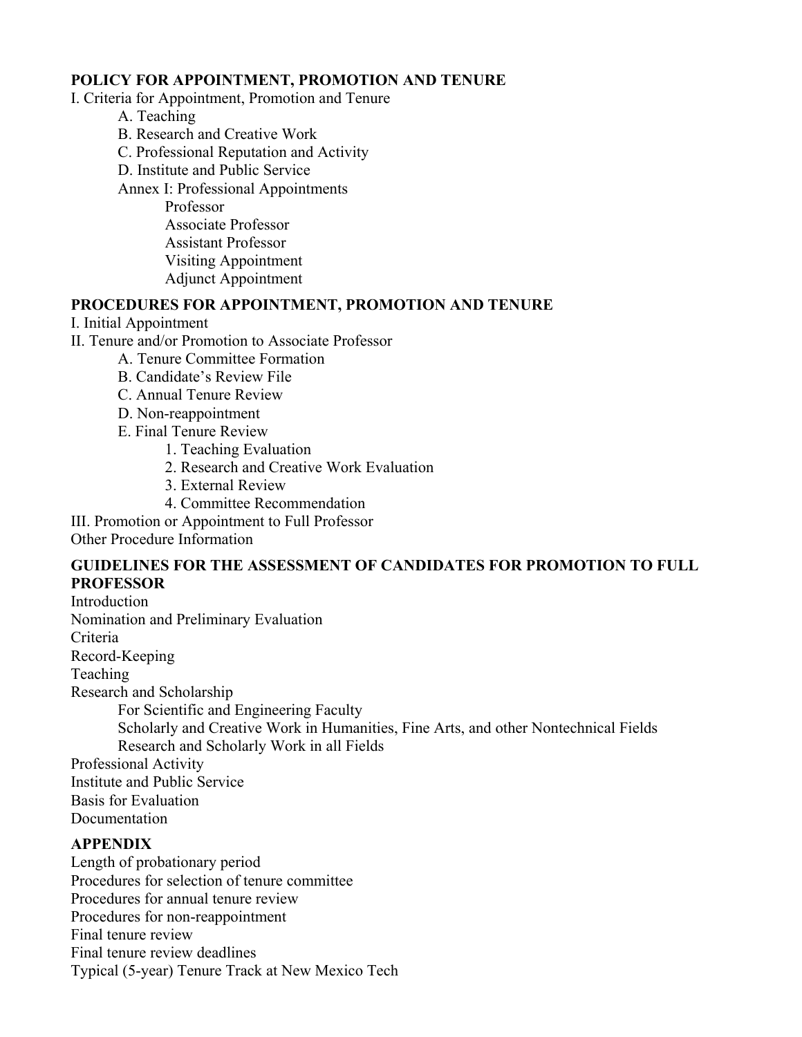**POLICY FOR APPOINTMENT, PROMOTION AND TENURE**

I. Criteria for Appointment, Promotion and Tenure

- A. Teaching
- B. Research and Creative Work
- C. Professional Reputation and Activity
- D. Institute and Public Service
- Annex I: Professional Appointments
  - Professor
  - Associate Professor
  - Assistant Professor
  - Visiting Appointment
  - Adjunct Appointment

**PROCEDURES FOR APPOINTMENT, PROMOTION AND TENURE**

I. Initial Appointment

II. Tenure and/or Promotion to Associate Professor

- A. Tenure Committee Formation
- B. Candidate's Review File
- C. Annual Tenure Review
- D. Non-reappointment
- E. Final Tenure Review
  1. Teaching Evaluation
  2. Research and Creative Work Evaluation
  3. External Review
  4. Committee Recommendation

III. Promotion or Appointment to Full Professor

Other Procedure Information

**GUIDELINES FOR THE ASSESSMENT OF CANDIDATES FOR PROMOTION TO FULL PROFESSOR**

Introduction

Nomination and Preliminary Evaluation

Criteria

Record-Keeping

Teaching

Research and Scholarship

- For Scientific and Engineering Faculty
- Scholarly and Creative Work in Humanities, Fine Arts, and other Nontechnical Fields
- Research and Scholarly Work in all Fields

Professional Activity

Institute and Public Service

Basis for Evaluation

Documentation

**APPENDIX**

Length of probationary period

Procedures for selection of tenure committee

Procedures for annual tenure review

Procedures for non-reappointment

Final tenure review

Final tenure review deadlines

Typical (5-year) Tenure Track at New Mexico Tech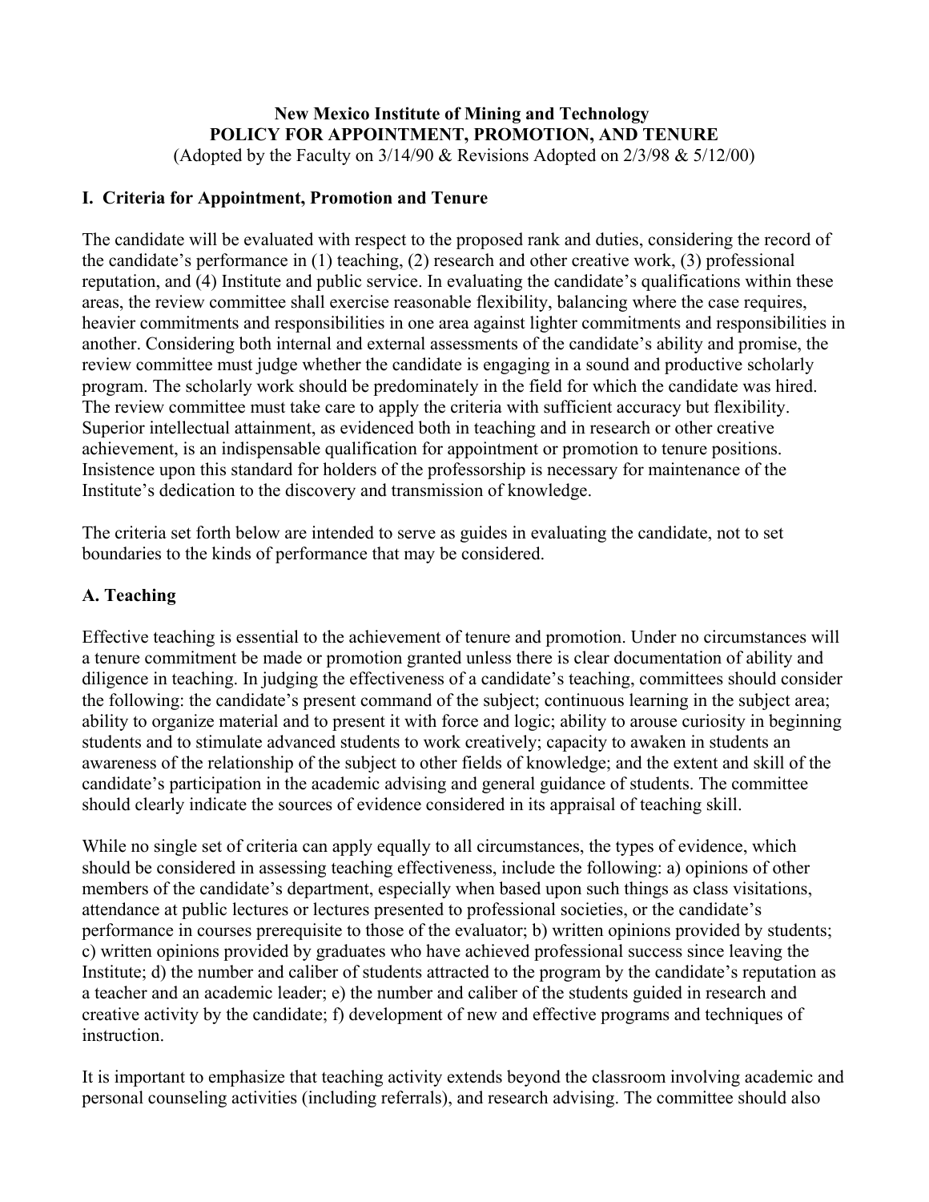**New Mexico Institute of Mining and Technology**
**POLICY FOR APPOINTMENT, PROMOTION, AND TENURE**
(Adopted by the Faculty on 3/14/90 & Revisions Adopted on 2/3/98 & 5/12/00)

## I. Criteria for Appointment, Promotion and Tenure

The candidate will be evaluated with respect to the proposed rank and duties, considering the record of the candidate's performance in (1) teaching, (2) research and other creative work, (3) professional reputation, and (4) Institute and public service. In evaluating the candidate's qualifications within these areas, the review committee shall exercise reasonable flexibility, balancing where the case requires, heavier commitments and responsibilities in one area against lighter commitments and responsibilities in another. Considering both internal and external assessments of the candidate's ability and promise, the review committee must judge whether the candidate is engaging in a sound and productive scholarly program. The scholarly work should be predominately in the field for which the candidate was hired. The review committee must take care to apply the criteria with sufficient accuracy but flexibility. Superior intellectual attainment, as evidenced both in teaching and in research or other creative achievement, is an indispensable qualification for appointment or promotion to tenure positions. Insistence upon this standard for holders of the professorship is necessary for maintenance of the Institute's dedication to the discovery and transmission of knowledge.

The criteria set forth below are intended to serve as guides in evaluating the candidate, not to set boundaries to the kinds of performance that may be considered.

### A. Teaching

Effective teaching is essential to the achievement of tenure and promotion. Under no circumstances will a tenure commitment be made or promotion granted unless there is clear documentation of ability and diligence in teaching. In judging the effectiveness of a candidate's teaching, committees should consider the following: the candidate's present command of the subject; continuous learning in the subject area; ability to organize material and to present it with force and logic; ability to arouse curiosity in beginning students and to stimulate advanced students to work creatively; capacity to awaken in students an awareness of the relationship of the subject to other fields of knowledge; and the extent and skill of the candidate's participation in the academic advising and general guidance of students. The committee should clearly indicate the sources of evidence considered in its appraisal of teaching skill.

While no single set of criteria can apply equally to all circumstances, the types of evidence, which should be considered in assessing teaching effectiveness, include the following: a) opinions of other members of the candidate's department, especially when based upon such things as class visitations, attendance at public lectures or lectures presented to professional societies, or the candidate's performance in courses prerequisite to those of the evaluator; b) written opinions provided by students; c) written opinions provided by graduates who have achieved professional success since leaving the Institute; d) the number and caliber of students attracted to the program by the candidate's reputation as a teacher and an academic leader; e) the number and caliber of the students guided in research and creative activity by the candidate; f) development of new and effective programs and techniques of instruction.

It is important to emphasize that teaching activity extends beyond the classroom involving academic and personal counseling activities (including referrals), and research advising. The committee should also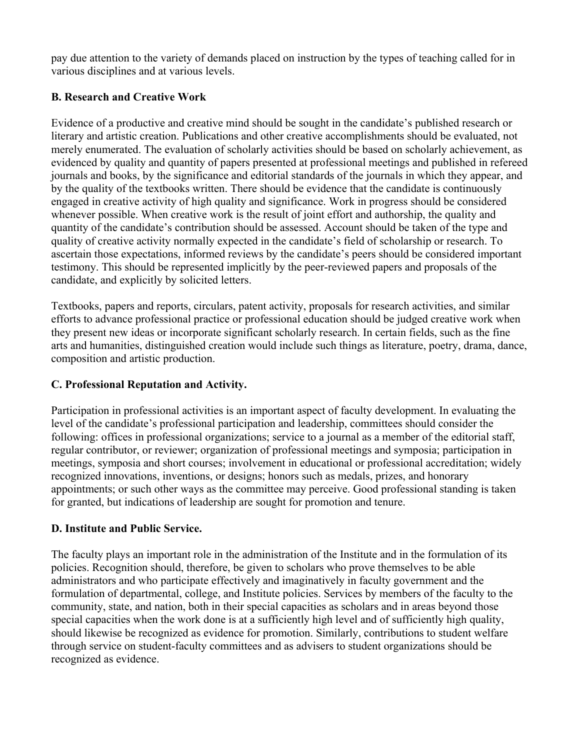pay due attention to the variety of demands placed on instruction by the types of teaching called for in various disciplines and at various levels.

**B. Research and Creative Work**

Evidence of a productive and creative mind should be sought in the candidate's published research or literary and artistic creation. Publications and other creative accomplishments should be evaluated, not merely enumerated. The evaluation of scholarly activities should be based on scholarly achievement, as evidenced by quality and quantity of papers presented at professional meetings and published in refereed journals and books, by the significance and editorial standards of the journals in which they appear, and by the quality of the textbooks written. There should be evidence that the candidate is continuously engaged in creative activity of high quality and significance. Work in progress should be considered whenever possible. When creative work is the result of joint effort and authorship, the quality and quantity of the candidate's contribution should be assessed. Account should be taken of the type and quality of creative activity normally expected in the candidate's field of scholarship or research. To ascertain those expectations, informed reviews by the candidate's peers should be considered important testimony. This should be represented implicitly by the peer-reviewed papers and proposals of the candidate, and explicitly by solicited letters.

Textbooks, papers and reports, circulars, patent activity, proposals for research activities, and similar efforts to advance professional practice or professional education should be judged creative work when they present new ideas or incorporate significant scholarly research. In certain fields, such as the fine arts and humanities, distinguished creation would include such things as literature, poetry, drama, dance, composition and artistic production.

**C. Professional Reputation and Activity.**

Participation in professional activities is an important aspect of faculty development. In evaluating the level of the candidate's professional participation and leadership, committees should consider the following: offices in professional organizations; service to a journal as a member of the editorial staff, regular contributor, or reviewer; organization of professional meetings and symposia; participation in meetings, symposia and short courses; involvement in educational or professional accreditation; widely recognized innovations, inventions, or designs; honors such as medals, prizes, and honorary appointments; or such other ways as the committee may perceive. Good professional standing is taken for granted, but indications of leadership are sought for promotion and tenure.

**D. Institute and Public Service.**

The faculty plays an important role in the administration of the Institute and in the formulation of its policies. Recognition should, therefore, be given to scholars who prove themselves to be able administrators and who participate effectively and imaginatively in faculty government and the formulation of departmental, college, and Institute policies. Services by members of the faculty to the community, state, and nation, both in their special capacities as scholars and in areas beyond those special capacities when the work done is at a sufficiently high level and of sufficiently high quality, should likewise be recognized as evidence for promotion. Similarly, contributions to student welfare through service on student-faculty committees and as advisers to student organizations should be recognized as evidence.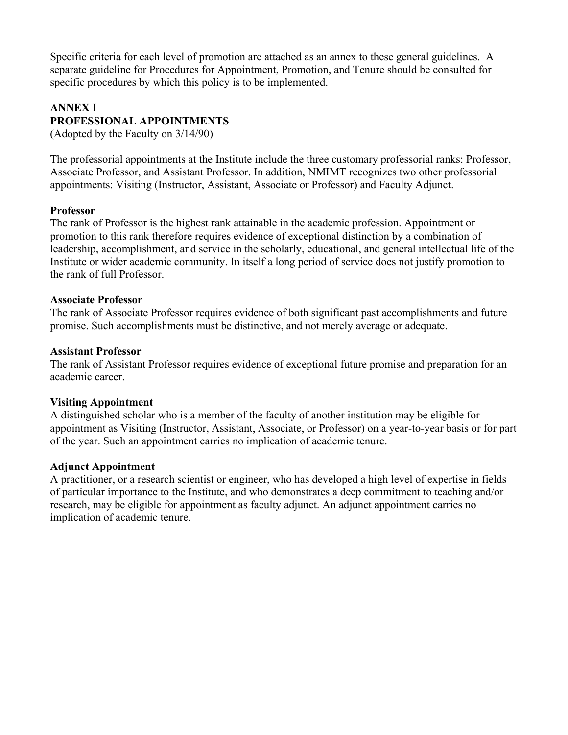Specific criteria for each level of promotion are attached as an annex to these general guidelines. A separate guideline for Procedures for Appointment, Promotion, and Tenure should be consulted for specific procedures by which this policy is to be implemented.

## ANNEX I
## PROFESSIONAL APPOINTMENTS

(Adopted by the Faculty on 3/14/90)

The professorial appointments at the Institute include the three customary professorial ranks: Professor, Associate Professor, and Assistant Professor. In addition, NMIMT recognizes two other professorial appointments: Visiting (Instructor, Assistant, Associate or Professor) and Faculty Adjunct.

### Professor

The rank of Professor is the highest rank attainable in the academic profession. Appointment or promotion to this rank therefore requires evidence of exceptional distinction by a combination of leadership, accomplishment, and service in the scholarly, educational, and general intellectual life of the Institute or wider academic community. In itself a long period of service does not justify promotion to the rank of full Professor.

### Associate Professor

The rank of Associate Professor requires evidence of both significant past accomplishments and future promise. Such accomplishments must be distinctive, and not merely average or adequate.

### Assistant Professor

The rank of Assistant Professor requires evidence of exceptional future promise and preparation for an academic career.

### Visiting Appointment

A distinguished scholar who is a member of the faculty of another institution may be eligible for appointment as Visiting (Instructor, Assistant, Associate, or Professor) on a year-to-year basis or for part of the year. Such an appointment carries no implication of academic tenure.

### Adjunct Appointment

A practitioner, or a research scientist or engineer, who has developed a high level of expertise in fields of particular importance to the Institute, and who demonstrates a deep commitment to teaching and/or research, may be eligible for appointment as faculty adjunct. An adjunct appointment carries no implication of academic tenure.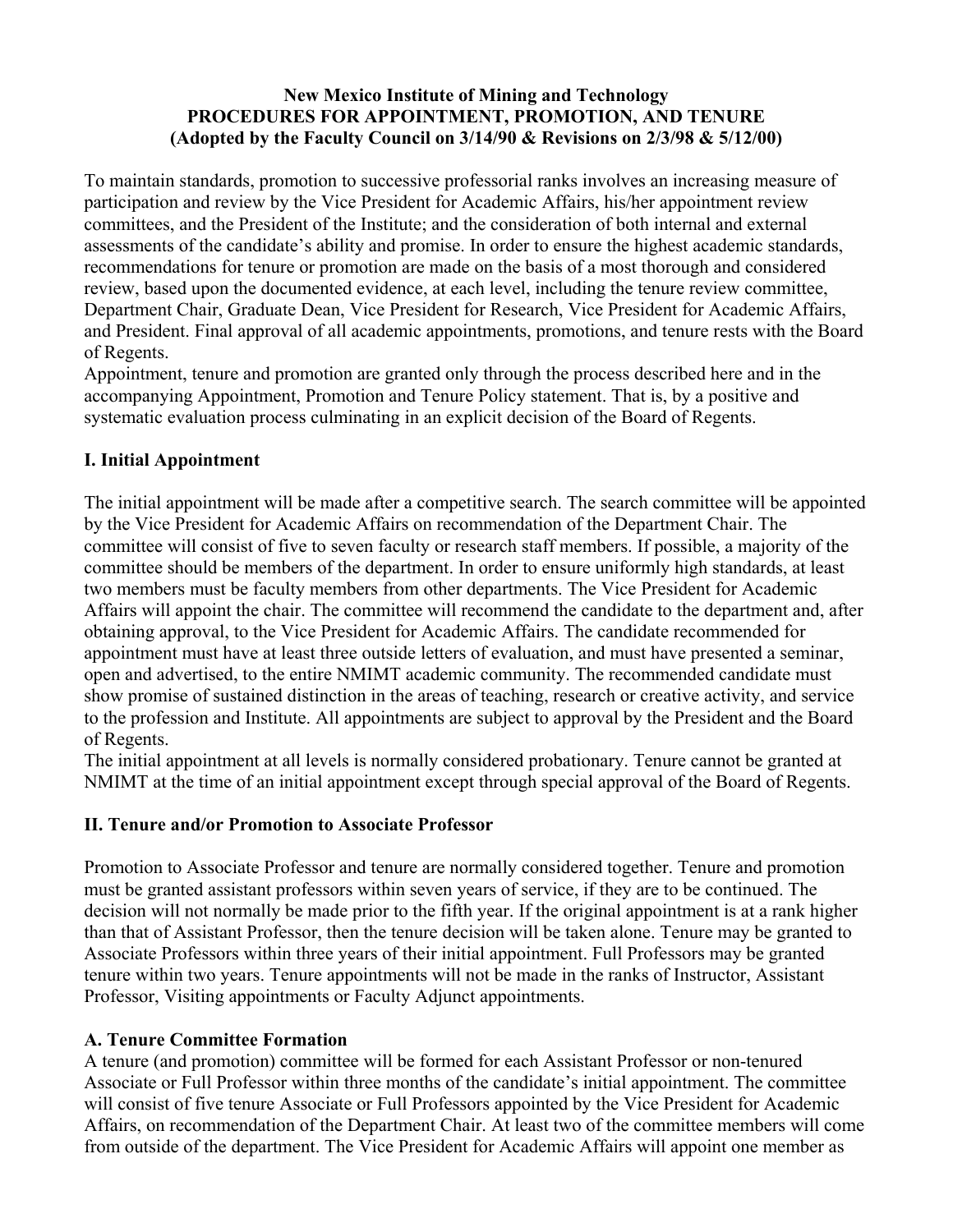**New Mexico Institute of Mining and Technology**
**PROCEDURES FOR APPOINTMENT, PROMOTION, AND TENURE**
**(Adopted by the Faculty Council on 3/14/90 & Revisions on 2/3/98 & 5/12/00)**

To maintain standards, promotion to successive professorial ranks involves an increasing measure of participation and review by the Vice President for Academic Affairs, his/her appointment review committees, and the President of the Institute; and the consideration of both internal and external assessments of the candidate's ability and promise. In order to ensure the highest academic standards, recommendations for tenure or promotion are made on the basis of a most thorough and considered review, based upon the documented evidence, at each level, including the tenure review committee, Department Chair, Graduate Dean, Vice President for Research, Vice President for Academic Affairs, and President. Final approval of all academic appointments, promotions, and tenure rests with the Board of Regents.

Appointment, tenure and promotion are granted only through the process described here and in the accompanying Appointment, Promotion and Tenure Policy statement. That is, by a positive and systematic evaluation process culminating in an explicit decision of the Board of Regents.

## I. Initial Appointment

The initial appointment will be made after a competitive search. The search committee will be appointed by the Vice President for Academic Affairs on recommendation of the Department Chair. The committee will consist of five to seven faculty or research staff members. If possible, a majority of the committee should be members of the department. In order to ensure uniformly high standards, at least two members must be faculty members from other departments. The Vice President for Academic Affairs will appoint the chair. The committee will recommend the candidate to the department and, after obtaining approval, to the Vice President for Academic Affairs. The candidate recommended for appointment must have at least three outside letters of evaluation, and must have presented a seminar, open and advertised, to the entire NMIMT academic community. The recommended candidate must show promise of sustained distinction in the areas of teaching, research or creative activity, and service to the profession and Institute. All appointments are subject to approval by the President and the Board of Regents.

The initial appointment at all levels is normally considered probationary. Tenure cannot be granted at NMIMT at the time of an initial appointment except through special approval of the Board of Regents.

## II. Tenure and/or Promotion to Associate Professor

Promotion to Associate Professor and tenure are normally considered together. Tenure and promotion must be granted assistant professors within seven years of service, if they are to be continued. The decision will not normally be made prior to the fifth year. If the original appointment is at a rank higher than that of Assistant Professor, then the tenure decision will be taken alone. Tenure may be granted to Associate Professors within three years of their initial appointment. Full Professors may be granted tenure within two years. Tenure appointments will not be made in the ranks of Instructor, Assistant Professor, Visiting appointments or Faculty Adjunct appointments.

### A. Tenure Committee Formation

A tenure (and promotion) committee will be formed for each Assistant Professor or non-tenured Associate or Full Professor within three months of the candidate's initial appointment. The committee will consist of five tenure Associate or Full Professors appointed by the Vice President for Academic Affairs, on recommendation of the Department Chair. At least two of the committee members will come from outside of the department. The Vice President for Academic Affairs will appoint one member as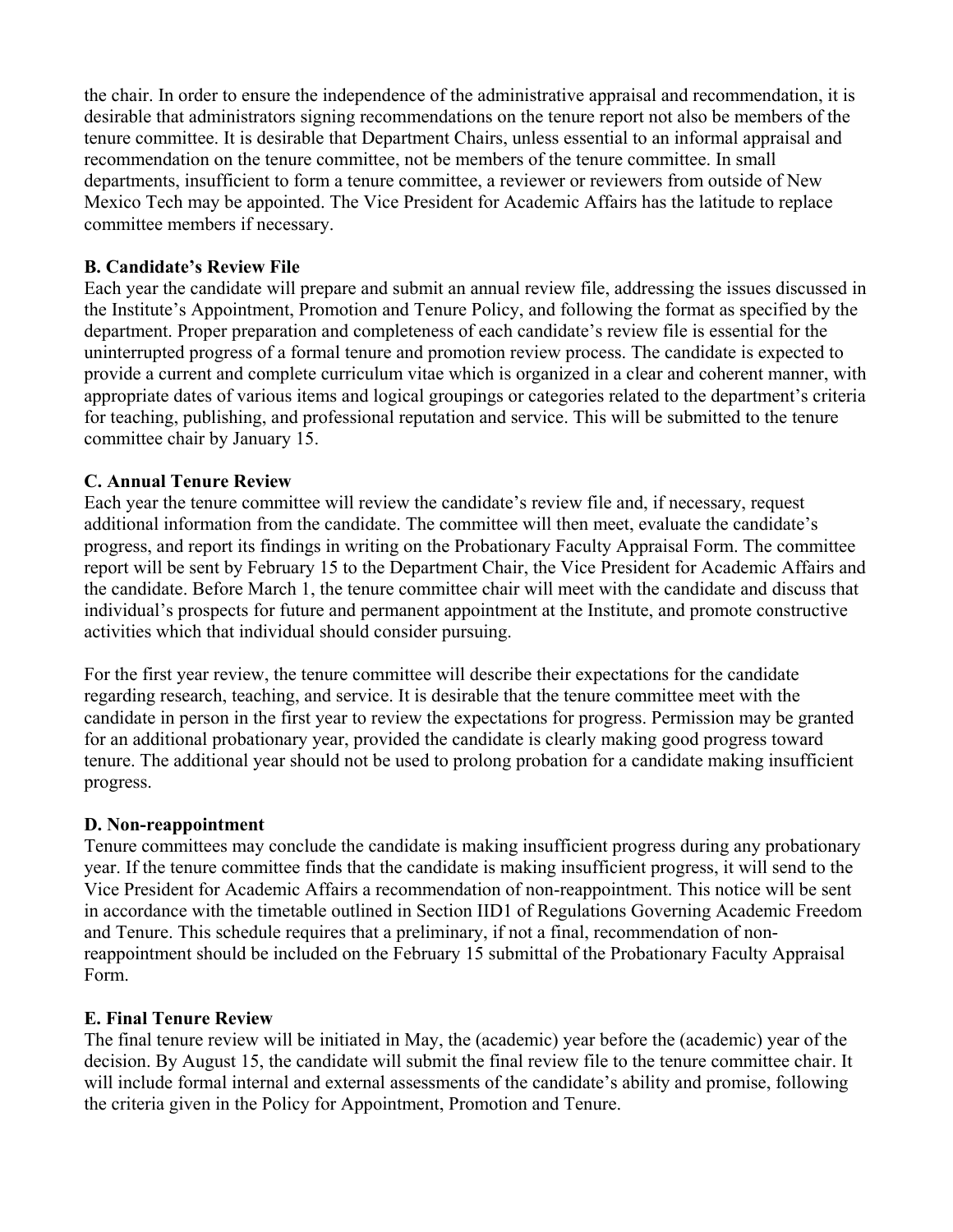the chair. In order to ensure the independence of the administrative appraisal and recommendation, it is desirable that administrators signing recommendations on the tenure report not also be members of the tenure committee. It is desirable that Department Chairs, unless essential to an informal appraisal and recommendation on the tenure committee, not be members of the tenure committee. In small departments, insufficient to form a tenure committee, a reviewer or reviewers from outside of New Mexico Tech may be appointed. The Vice President for Academic Affairs has the latitude to replace committee members if necessary.

**B. Candidate's Review File**

Each year the candidate will prepare and submit an annual review file, addressing the issues discussed in the Institute's Appointment, Promotion and Tenure Policy, and following the format as specified by the department. Proper preparation and completeness of each candidate's review file is essential for the uninterrupted progress of a formal tenure and promotion review process. The candidate is expected to provide a current and complete curriculum vitae which is organized in a clear and coherent manner, with appropriate dates of various items and logical groupings or categories related to the department's criteria for teaching, publishing, and professional reputation and service. This will be submitted to the tenure committee chair by January 15.

**C. Annual Tenure Review**

Each year the tenure committee will review the candidate's review file and, if necessary, request additional information from the candidate. The committee will then meet, evaluate the candidate's progress, and report its findings in writing on the Probationary Faculty Appraisal Form. The committee report will be sent by February 15 to the Department Chair, the Vice President for Academic Affairs and the candidate. Before March 1, the tenure committee chair will meet with the candidate and discuss that individual's prospects for future and permanent appointment at the Institute, and promote constructive activities which that individual should consider pursuing.

For the first year review, the tenure committee will describe their expectations for the candidate regarding research, teaching, and service. It is desirable that the tenure committee meet with the candidate in person in the first year to review the expectations for progress. Permission may be granted for an additional probationary year, provided the candidate is clearly making good progress toward tenure. The additional year should not be used to prolong probation for a candidate making insufficient progress.

**D. Non-reappointment**

Tenure committees may conclude the candidate is making insufficient progress during any probationary year. If the tenure committee finds that the candidate is making insufficient progress, it will send to the Vice President for Academic Affairs a recommendation of non-reappointment. This notice will be sent in accordance with the timetable outlined in Section IID1 of Regulations Governing Academic Freedom and Tenure. This schedule requires that a preliminary, if not a final, recommendation of non-reappointment should be included on the February 15 submittal of the Probationary Faculty Appraisal Form.

**E. Final Tenure Review**

The final tenure review will be initiated in May, the (academic) year before the (academic) year of the decision. By August 15, the candidate will submit the final review file to the tenure committee chair. It will include formal internal and external assessments of the candidate's ability and promise, following the criteria given in the Policy for Appointment, Promotion and Tenure.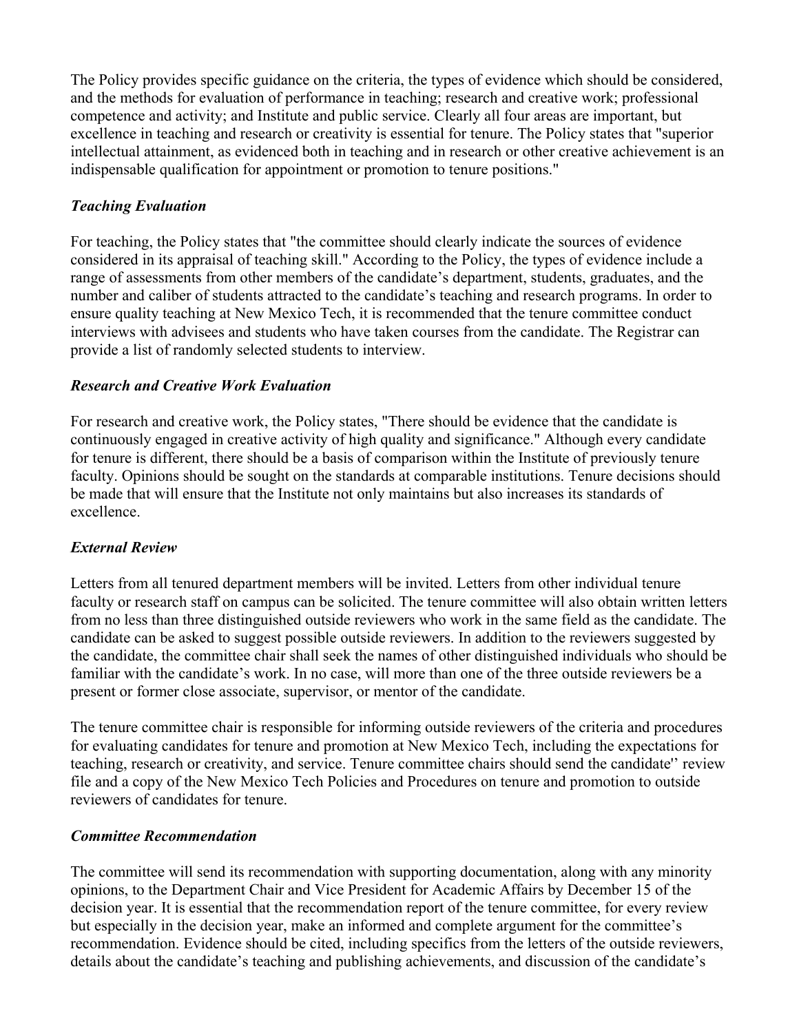The Policy provides specific guidance on the criteria, the types of evidence which should be considered, and the methods for evaluation of performance in teaching; research and creative work; professional competence and activity; and Institute and public service. Clearly all four areas are important, but excellence in teaching and research or creativity is essential for tenure. The Policy states that "superior intellectual attainment, as evidenced both in teaching and in research or other creative achievement is an indispensable qualification for appointment or promotion to tenure positions."

### *Teaching Evaluation*

For teaching, the Policy states that "the committee should clearly indicate the sources of evidence considered in its appraisal of teaching skill." According to the Policy, the types of evidence include a range of assessments from other members of the candidate's department, students, graduates, and the number and caliber of students attracted to the candidate's teaching and research programs. In order to ensure quality teaching at New Mexico Tech, it is recommended that the tenure committee conduct interviews with advisees and students who have taken courses from the candidate. The Registrar can provide a list of randomly selected students to interview.

### *Research and Creative Work Evaluation*

For research and creative work, the Policy states, "There should be evidence that the candidate is continuously engaged in creative activity of high quality and significance." Although every candidate for tenure is different, there should be a basis of comparison within the Institute of previously tenure faculty. Opinions should be sought on the standards at comparable institutions. Tenure decisions should be made that will ensure that the Institute not only maintains but also increases its standards of excellence.

### *External Review*

Letters from all tenured department members will be invited. Letters from other individual tenure faculty or research staff on campus can be solicited. The tenure committee will also obtain written letters from no less than three distinguished outside reviewers who work in the same field as the candidate. The candidate can be asked to suggest possible outside reviewers. In addition to the reviewers suggested by the candidate, the committee chair shall seek the names of other distinguished individuals who should be familiar with the candidate's work. In no case, will more than one of the three outside reviewers be a present or former close associate, supervisor, or mentor of the candidate.

The tenure committee chair is responsible for informing outside reviewers of the criteria and procedures for evaluating candidates for tenure and promotion at New Mexico Tech, including the expectations for teaching, research or creativity, and service. Tenure committee chairs should send the candidate'' review file and a copy of the New Mexico Tech Policies and Procedures on tenure and promotion to outside reviewers of candidates for tenure.

### *Committee Recommendation*

The committee will send its recommendation with supporting documentation, along with any minority opinions, to the Department Chair and Vice President for Academic Affairs by December 15 of the decision year. It is essential that the recommendation report of the tenure committee, for every review but especially in the decision year, make an informed and complete argument for the committee's recommendation. Evidence should be cited, including specifics from the letters of the outside reviewers, details about the candidate's teaching and publishing achievements, and discussion of the candidate's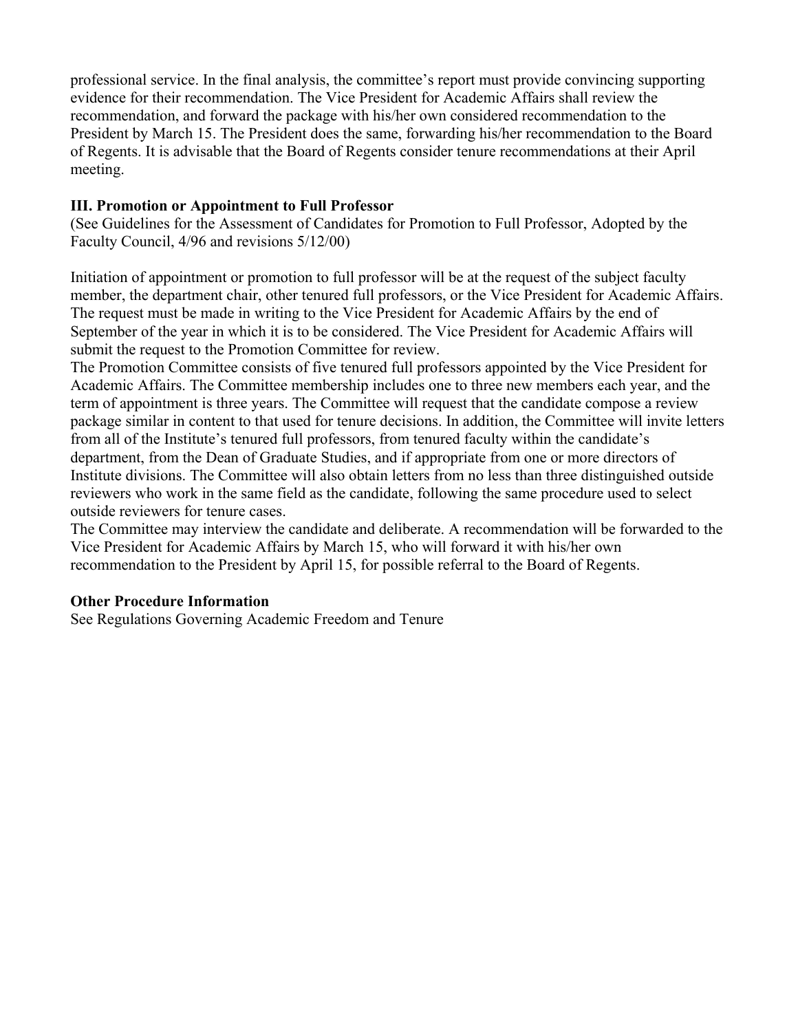professional service. In the final analysis, the committee's report must provide convincing supporting evidence for their recommendation. The Vice President for Academic Affairs shall review the recommendation, and forward the package with his/her own considered recommendation to the President by March 15. The President does the same, forwarding his/her recommendation to the Board of Regents. It is advisable that the Board of Regents consider tenure recommendations at their April meeting.

**III. Promotion or Appointment to Full Professor**

(See Guidelines for the Assessment of Candidates for Promotion to Full Professor, Adopted by the Faculty Council, 4/96 and revisions 5/12/00)

Initiation of appointment or promotion to full professor will be at the request of the subject faculty member, the department chair, other tenured full professors, or the Vice President for Academic Affairs. The request must be made in writing to the Vice President for Academic Affairs by the end of September of the year in which it is to be considered. The Vice President for Academic Affairs will submit the request to the Promotion Committee for review.

The Promotion Committee consists of five tenured full professors appointed by the Vice President for Academic Affairs. The Committee membership includes one to three new members each year, and the term of appointment is three years. The Committee will request that the candidate compose a review package similar in content to that used for tenure decisions. In addition, the Committee will invite letters from all of the Institute's tenured full professors, from tenured faculty within the candidate's department, from the Dean of Graduate Studies, and if appropriate from one or more directors of Institute divisions. The Committee will also obtain letters from no less than three distinguished outside reviewers who work in the same field as the candidate, following the same procedure used to select outside reviewers for tenure cases.

The Committee may interview the candidate and deliberate. A recommendation will be forwarded to the Vice President for Academic Affairs by March 15, who will forward it with his/her own recommendation to the President by April 15, for possible referral to the Board of Regents.

**Other Procedure Information**

See Regulations Governing Academic Freedom and Tenure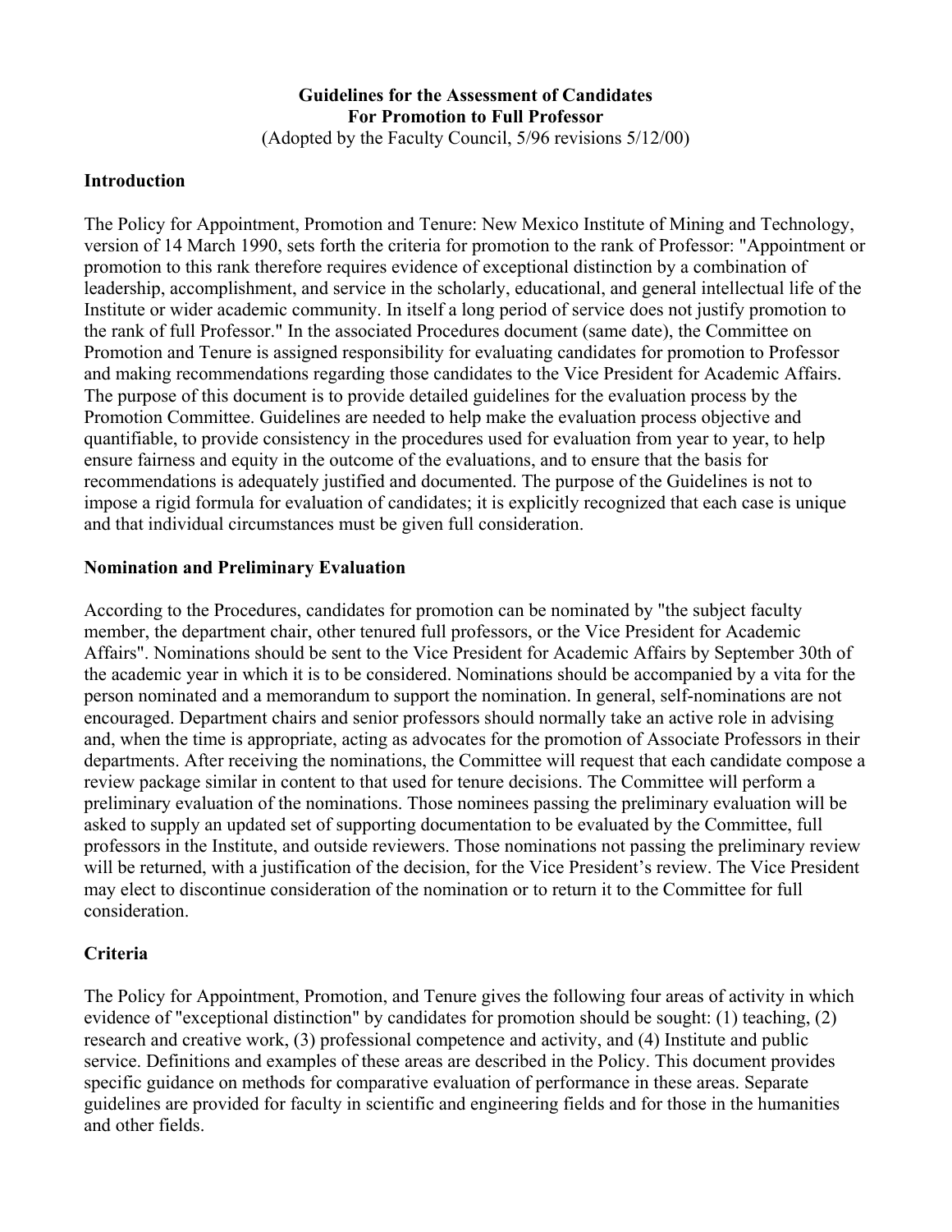**Guidelines for the Assessment of Candidates**
**For Promotion to Full Professor**
(Adopted by the Faculty Council, 5/96 revisions 5/12/00)

## Introduction

The Policy for Appointment, Promotion and Tenure: New Mexico Institute of Mining and Technology, version of 14 March 1990, sets forth the criteria for promotion to the rank of Professor: "Appointment or promotion to this rank therefore requires evidence of exceptional distinction by a combination of leadership, accomplishment, and service in the scholarly, educational, and general intellectual life of the Institute or wider academic community. In itself a long period of service does not justify promotion to the rank of full Professor." In the associated Procedures document (same date), the Committee on Promotion and Tenure is assigned responsibility for evaluating candidates for promotion to Professor and making recommendations regarding those candidates to the Vice President for Academic Affairs. The purpose of this document is to provide detailed guidelines for the evaluation process by the Promotion Committee. Guidelines are needed to help make the evaluation process objective and quantifiable, to provide consistency in the procedures used for evaluation from year to year, to help ensure fairness and equity in the outcome of the evaluations, and to ensure that the basis for recommendations is adequately justified and documented. The purpose of the Guidelines is not to impose a rigid formula for evaluation of candidates; it is explicitly recognized that each case is unique and that individual circumstances must be given full consideration.

## Nomination and Preliminary Evaluation

According to the Procedures, candidates for promotion can be nominated by "the subject faculty member, the department chair, other tenured full professors, or the Vice President for Academic Affairs". Nominations should be sent to the Vice President for Academic Affairs by September 30th of the academic year in which it is to be considered. Nominations should be accompanied by a vita for the person nominated and a memorandum to support the nomination. In general, self-nominations are not encouraged. Department chairs and senior professors should normally take an active role in advising and, when the time is appropriate, acting as advocates for the promotion of Associate Professors in their departments. After receiving the nominations, the Committee will request that each candidate compose a review package similar in content to that used for tenure decisions. The Committee will perform a preliminary evaluation of the nominations. Those nominees passing the preliminary evaluation will be asked to supply an updated set of supporting documentation to be evaluated by the Committee, full professors in the Institute, and outside reviewers. Those nominations not passing the preliminary review will be returned, with a justification of the decision, for the Vice President's review. The Vice President may elect to discontinue consideration of the nomination or to return it to the Committee for full consideration.

## Criteria

The Policy for Appointment, Promotion, and Tenure gives the following four areas of activity in which evidence of "exceptional distinction" by candidates for promotion should be sought: (1) teaching, (2) research and creative work, (3) professional competence and activity, and (4) Institute and public service. Definitions and examples of these areas are described in the Policy. This document provides specific guidance on methods for comparative evaluation of performance in these areas. Separate guidelines are provided for faculty in scientific and engineering fields and for those in the humanities and other fields.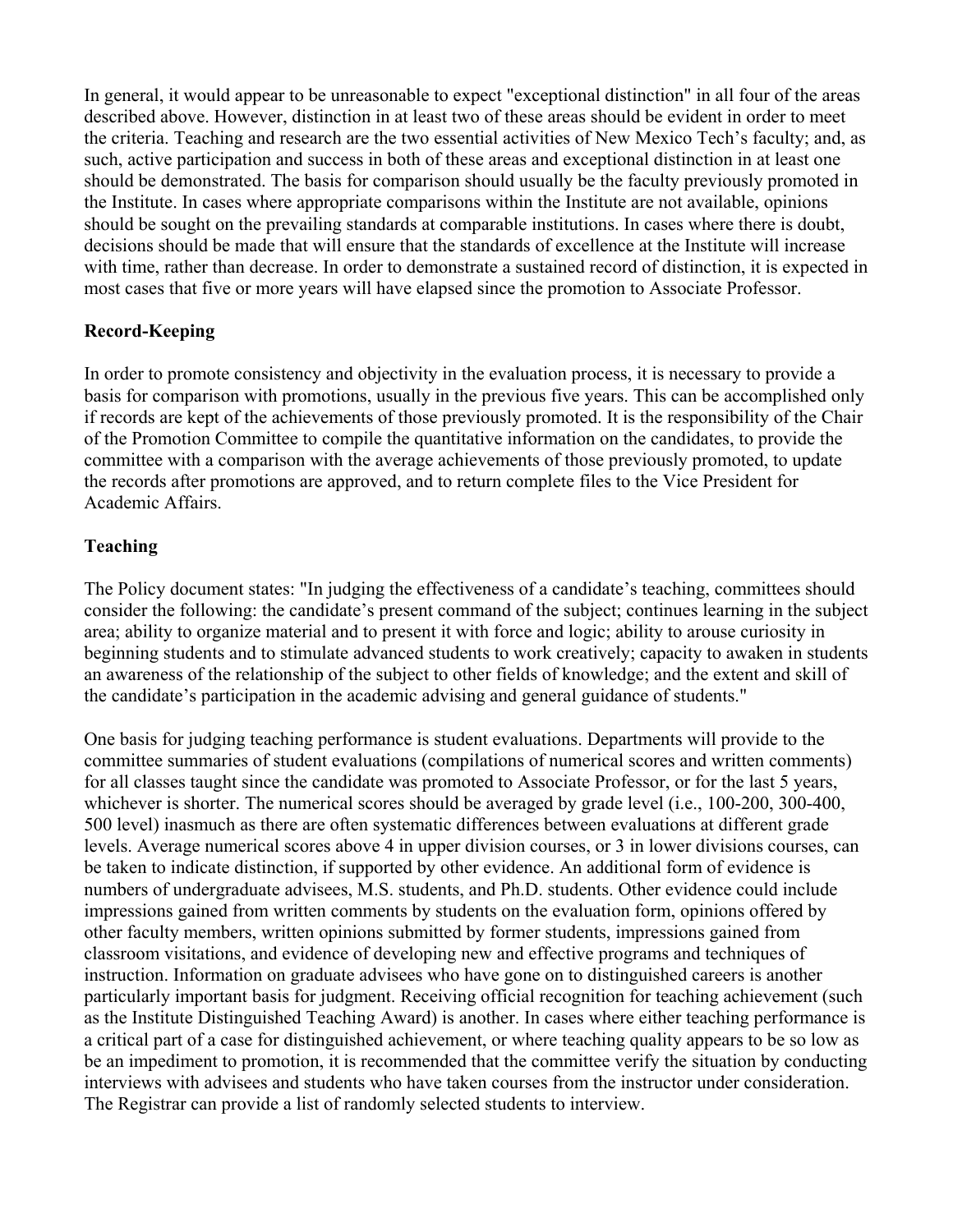In general, it would appear to be unreasonable to expect "exceptional distinction" in all four of the areas described above. However, distinction in at least two of these areas should be evident in order to meet the criteria. Teaching and research are the two essential activities of New Mexico Tech's faculty; and, as such, active participation and success in both of these areas and exceptional distinction in at least one should be demonstrated. The basis for comparison should usually be the faculty previously promoted in the Institute. In cases where appropriate comparisons within the Institute are not available, opinions should be sought on the prevailing standards at comparable institutions. In cases where there is doubt, decisions should be made that will ensure that the standards of excellence at the Institute will increase with time, rather than decrease. In order to demonstrate a sustained record of distinction, it is expected in most cases that five or more years will have elapsed since the promotion to Associate Professor.

**Record-Keeping**

In order to promote consistency and objectivity in the evaluation process, it is necessary to provide a basis for comparison with promotions, usually in the previous five years. This can be accomplished only if records are kept of the achievements of those previously promoted. It is the responsibility of the Chair of the Promotion Committee to compile the quantitative information on the candidates, to provide the committee with a comparison with the average achievements of those previously promoted, to update the records after promotions are approved, and to return complete files to the Vice President for Academic Affairs.

**Teaching**

The Policy document states: "In judging the effectiveness of a candidate's teaching, committees should consider the following: the candidate's present command of the subject; continues learning in the subject area; ability to organize material and to present it with force and logic; ability to arouse curiosity in beginning students and to stimulate advanced students to work creatively; capacity to awaken in students an awareness of the relationship of the subject to other fields of knowledge; and the extent and skill of the candidate's participation in the academic advising and general guidance of students."

One basis for judging teaching performance is student evaluations. Departments will provide to the committee summaries of student evaluations (compilations of numerical scores and written comments) for all classes taught since the candidate was promoted to Associate Professor, or for the last 5 years, whichever is shorter. The numerical scores should be averaged by grade level (i.e., 100-200, 300-400, 500 level) inasmuch as there are often systematic differences between evaluations at different grade levels. Average numerical scores above 4 in upper division courses, or 3 in lower divisions courses, can be taken to indicate distinction, if supported by other evidence. An additional form of evidence is numbers of undergraduate advisees, M.S. students, and Ph.D. students. Other evidence could include impressions gained from written comments by students on the evaluation form, opinions offered by other faculty members, written opinions submitted by former students, impressions gained from classroom visitations, and evidence of developing new and effective programs and techniques of instruction. Information on graduate advisees who have gone on to distinguished careers is another particularly important basis for judgment. Receiving official recognition for teaching achievement (such as the Institute Distinguished Teaching Award) is another. In cases where either teaching performance is a critical part of a case for distinguished achievement, or where teaching quality appears to be so low as be an impediment to promotion, it is recommended that the committee verify the situation by conducting interviews with advisees and students who have taken courses from the instructor under consideration. The Registrar can provide a list of randomly selected students to interview.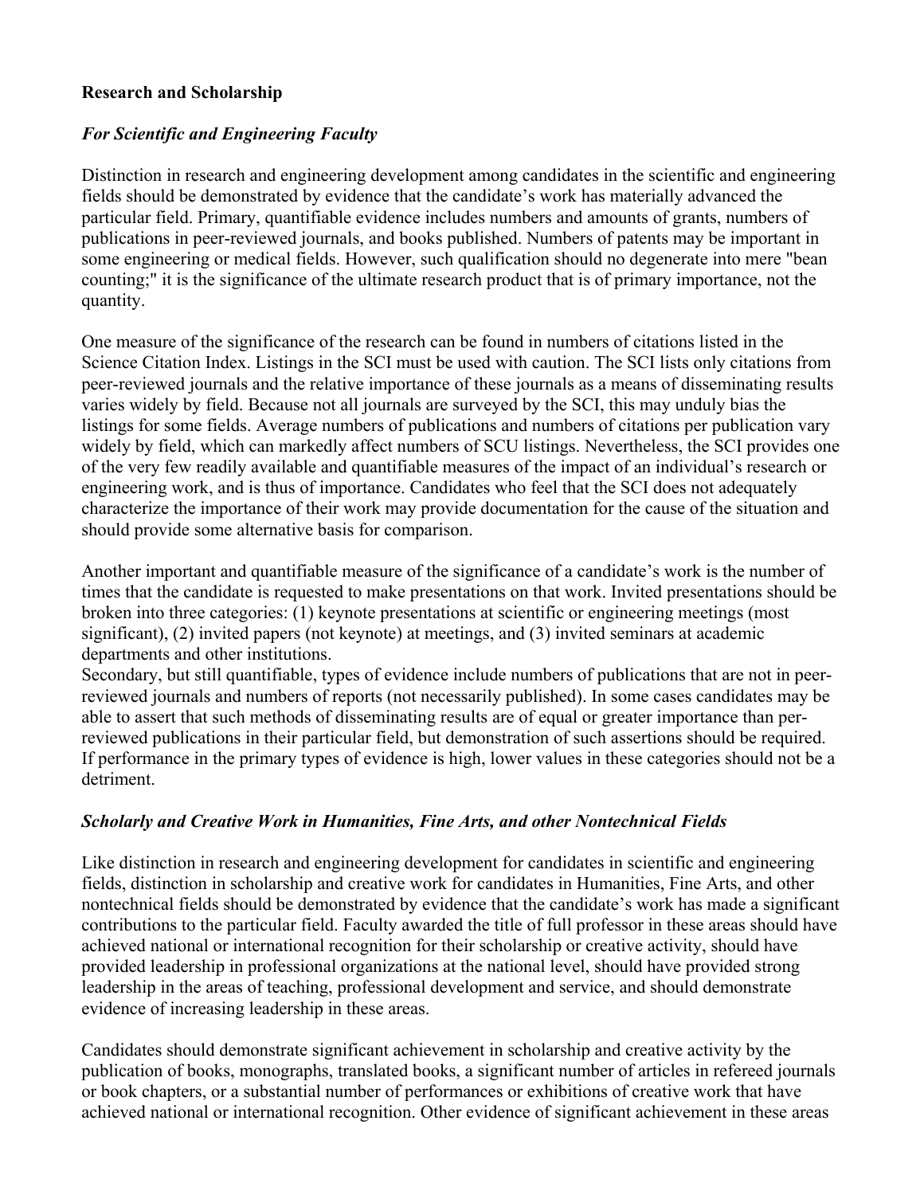**Research and Scholarship**

***For Scientific and Engineering Faculty***

Distinction in research and engineering development among candidates in the scientific and engineering fields should be demonstrated by evidence that the candidate's work has materially advanced the particular field. Primary, quantifiable evidence includes numbers and amounts of grants, numbers of publications in peer-reviewed journals, and books published. Numbers of patents may be important in some engineering or medical fields. However, such qualification should no degenerate into mere "bean counting;" it is the significance of the ultimate research product that is of primary importance, not the quantity.

One measure of the significance of the research can be found in numbers of citations listed in the Science Citation Index. Listings in the SCI must be used with caution. The SCI lists only citations from peer-reviewed journals and the relative importance of these journals as a means of disseminating results varies widely by field. Because not all journals are surveyed by the SCI, this may unduly bias the listings for some fields. Average numbers of publications and numbers of citations per publication vary widely by field, which can markedly affect numbers of SCU listings. Nevertheless, the SCI provides one of the very few readily available and quantifiable measures of the impact of an individual's research or engineering work, and is thus of importance. Candidates who feel that the SCI does not adequately characterize the importance of their work may provide documentation for the cause of the situation and should provide some alternative basis for comparison.

Another important and quantifiable measure of the significance of a candidate's work is the number of times that the candidate is requested to make presentations on that work. Invited presentations should be broken into three categories: (1) keynote presentations at scientific or engineering meetings (most significant), (2) invited papers (not keynote) at meetings, and (3) invited seminars at academic departments and other institutions.
Secondary, but still quantifiable, types of evidence include numbers of publications that are not in peer-reviewed journals and numbers of reports (not necessarily published). In some cases candidates may be able to assert that such methods of disseminating results are of equal or greater importance than per-reviewed publications in their particular field, but demonstration of such assertions should be required. If performance in the primary types of evidence is high, lower values in these categories should not be a detriment.

***Scholarly and Creative Work in Humanities, Fine Arts, and other Nontechnical Fields***

Like distinction in research and engineering development for candidates in scientific and engineering fields, distinction in scholarship and creative work for candidates in Humanities, Fine Arts, and other nontechnical fields should be demonstrated by evidence that the candidate's work has made a significant contributions to the particular field. Faculty awarded the title of full professor in these areas should have achieved national or international recognition for their scholarship or creative activity, should have provided leadership in professional organizations at the national level, should have provided strong leadership in the areas of teaching, professional development and service, and should demonstrate evidence of increasing leadership in these areas.

Candidates should demonstrate significant achievement in scholarship and creative activity by the publication of books, monographs, translated books, a significant number of articles in refereed journals or book chapters, or a substantial number of performances or exhibitions of creative work that have achieved national or international recognition. Other evidence of significant achievement in these areas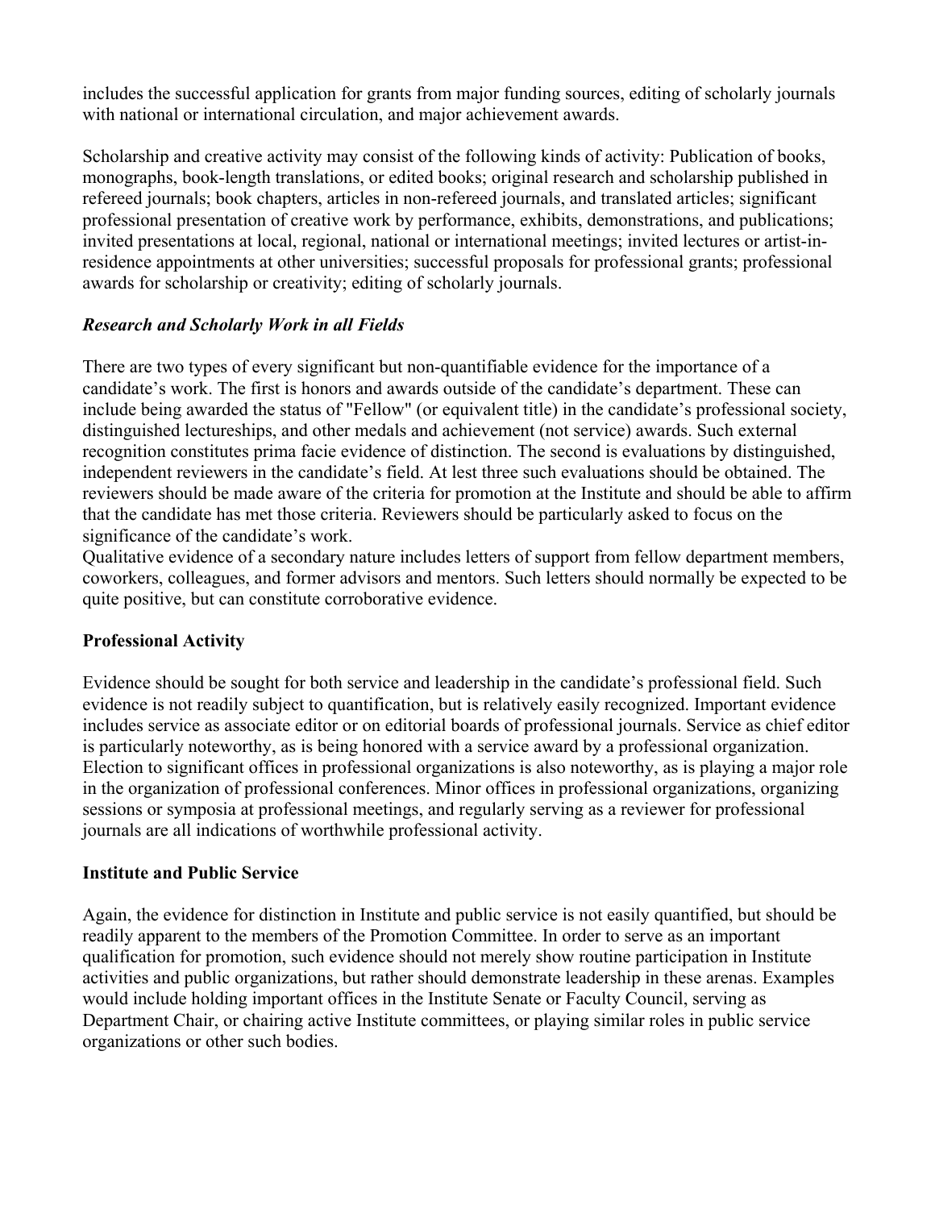includes the successful application for grants from major funding sources, editing of scholarly journals with national or international circulation, and major achievement awards.

Scholarship and creative activity may consist of the following kinds of activity: Publication of books, monographs, book-length translations, or edited books; original research and scholarship published in refereed journals; book chapters, articles in non-refereed journals, and translated articles; significant professional presentation of creative work by performance, exhibits, demonstrations, and publications; invited presentations at local, regional, national or international meetings; invited lectures or artist-in-residence appointments at other universities; successful proposals for professional grants; professional awards for scholarship or creativity; editing of scholarly journals.

***Research and Scholarly Work in all Fields***

There are two types of every significant but non-quantifiable evidence for the importance of a candidate's work. The first is honors and awards outside of the candidate's department. These can include being awarded the status of "Fellow" (or equivalent title) in the candidate's professional society, distinguished lectureships, and other medals and achievement (not service) awards. Such external recognition constitutes prima facie evidence of distinction. The second is evaluations by distinguished, independent reviewers in the candidate's field. At lest three such evaluations should be obtained. The reviewers should be made aware of the criteria for promotion at the Institute and should be able to affirm that the candidate has met those criteria. Reviewers should be particularly asked to focus on the significance of the candidate's work.

Qualitative evidence of a secondary nature includes letters of support from fellow department members, coworkers, colleagues, and former advisors and mentors. Such letters should normally be expected to be quite positive, but can constitute corroborative evidence.

**Professional Activity**

Evidence should be sought for both service and leadership in the candidate's professional field. Such evidence is not readily subject to quantification, but is relatively easily recognized. Important evidence includes service as associate editor or on editorial boards of professional journals. Service as chief editor is particularly noteworthy, as is being honored with a service award by a professional organization. Election to significant offices in professional organizations is also noteworthy, as is playing a major role in the organization of professional conferences. Minor offices in professional organizations, organizing sessions or symposia at professional meetings, and regularly serving as a reviewer for professional journals are all indications of worthwhile professional activity.

**Institute and Public Service**

Again, the evidence for distinction in Institute and public service is not easily quantified, but should be readily apparent to the members of the Promotion Committee. In order to serve as an important qualification for promotion, such evidence should not merely show routine participation in Institute activities and public organizations, but rather should demonstrate leadership in these arenas. Examples would include holding important offices in the Institute Senate or Faculty Council, serving as Department Chair, or chairing active Institute committees, or playing similar roles in public service organizations or other such bodies.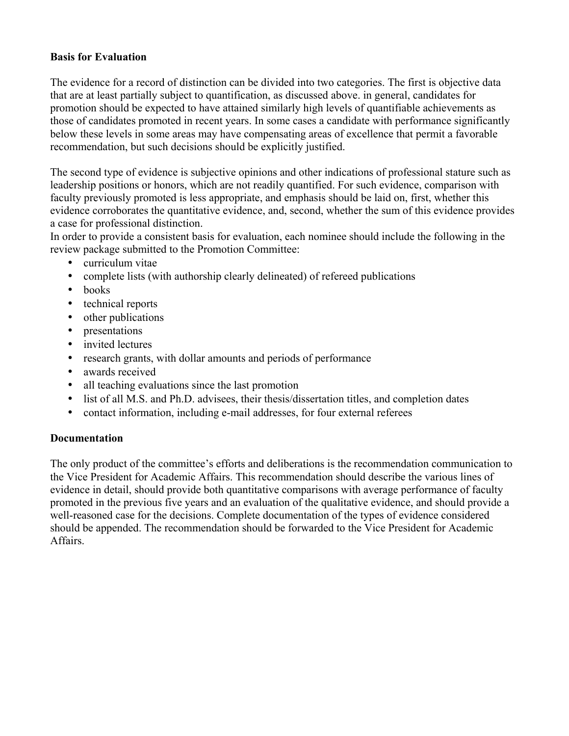**Basis for Evaluation**

The evidence for a record of distinction can be divided into two categories. The first is objective data that are at least partially subject to quantification, as discussed above. in general, candidates for promotion should be expected to have attained similarly high levels of quantifiable achievements as those of candidates promoted in recent years. In some cases a candidate with performance significantly below these levels in some areas may have compensating areas of excellence that permit a favorable recommendation, but such decisions should be explicitly justified.

The second type of evidence is subjective opinions and other indications of professional stature such as leadership positions or honors, which are not readily quantified. For such evidence, comparison with faculty previously promoted is less appropriate, and emphasis should be laid on, first, whether this evidence corroborates the quantitative evidence, and, second, whether the sum of this evidence provides a case for professional distinction.

In order to provide a consistent basis for evaluation, each nominee should include the following in the review package submitted to the Promotion Committee:

- curriculum vitae
- complete lists (with authorship clearly delineated) of refereed publications
- books
- technical reports
- other publications
- presentations
- invited lectures
- research grants, with dollar amounts and periods of performance
- awards received
- all teaching evaluations since the last promotion
- list of all M.S. and Ph.D. advisees, their thesis/dissertation titles, and completion dates
- contact information, including e-mail addresses, for four external referees

**Documentation**

The only product of the committee's efforts and deliberations is the recommendation communication to the Vice President for Academic Affairs. This recommendation should describe the various lines of evidence in detail, should provide both quantitative comparisons with average performance of faculty promoted in the previous five years and an evaluation of the qualitative evidence, and should provide a well-reasoned case for the decisions. Complete documentation of the types of evidence considered should be appended. The recommendation should be forwarded to the Vice President for Academic Affairs.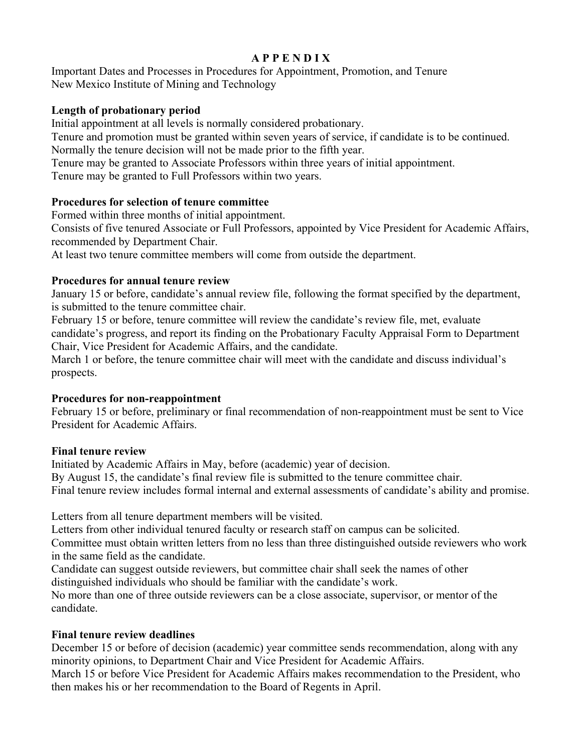# A P P E N D I X

Important Dates and Processes in Procedures for Appointment, Promotion, and Tenure
New Mexico Institute of Mining and Technology

**Length of probationary period**

Initial appointment at all levels is normally considered probationary.
Tenure and promotion must be granted within seven years of service, if candidate is to be continued.
Normally the tenure decision will not be made prior to the fifth year.
Tenure may be granted to Associate Professors within three years of initial appointment.
Tenure may be granted to Full Professors within two years.

**Procedures for selection of tenure committee**

Formed within three months of initial appointment.
Consists of five tenured Associate or Full Professors, appointed by Vice President for Academic Affairs, recommended by Department Chair.
At least two tenure committee members will come from outside the department.

**Procedures for annual tenure review**

January 15 or before, candidate's annual review file, following the format specified by the department, is submitted to the tenure committee chair.
February 15 or before, tenure committee will review the candidate's review file, met, evaluate candidate's progress, and report its finding on the Probationary Faculty Appraisal Form to Department Chair, Vice President for Academic Affairs, and the candidate.
March 1 or before, the tenure committee chair will meet with the candidate and discuss individual's prospects.

**Procedures for non-reappointment**

February 15 or before, preliminary or final recommendation of non-reappointment must be sent to Vice President for Academic Affairs.

**Final tenure review**

Initiated by Academic Affairs in May, before (academic) year of decision.
By August 15, the candidate's final review file is submitted to the tenure committee chair.
Final tenure review includes formal internal and external assessments of candidate's ability and promise.

Letters from all tenure department members will be visited.
Letters from other individual tenured faculty or research staff on campus can be solicited.
Committee must obtain written letters from no less than three distinguished outside reviewers who work in the same field as the candidate.
Candidate can suggest outside reviewers, but committee chair shall seek the names of other distinguished individuals who should be familiar with the candidate's work.
No more than one of three outside reviewers can be a close associate, supervisor, or mentor of the candidate.

**Final tenure review deadlines**

December 15 or before of decision (academic) year committee sends recommendation, along with any minority opinions, to Department Chair and Vice President for Academic Affairs.
March 15 or before Vice President for Academic Affairs makes recommendation to the President, who then makes his or her recommendation to the Board of Regents in April.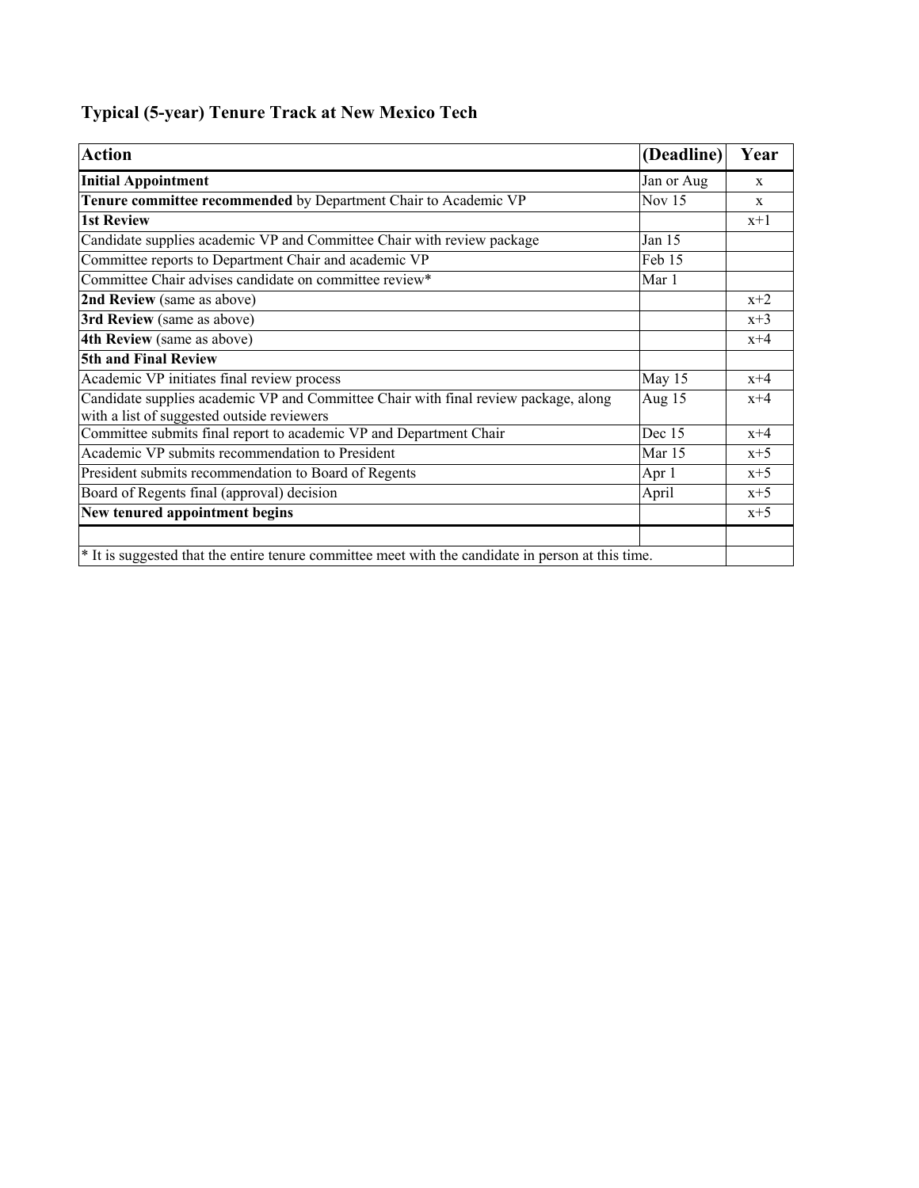## Typical (5-year) Tenure Track at New Mexico Tech

| Action | (Deadline) | Year |
|---|---|---|
| **Initial Appointment** | Jan or Aug | x |
| **Tenure committee recommended** by Department Chair to Academic VP | Nov 15 | x |
| **1st Review** | | x+1 |
| Candidate supplies academic VP and Committee Chair with review package | Jan 15 | |
| Committee reports to Department Chair and academic VP | Feb 15 | |
| Committee Chair advises candidate on committee review* | Mar 1 | |
| **2nd Review** (same as above) | | x+2 |
| **3rd Review** (same as above) | | x+3 |
| **4th Review** (same as above) | | x+4 |
| **5th and Final Review** | | |
| Academic VP initiates final review process | May 15 | x+4 |
| Candidate supplies academic VP and Committee Chair with final review package, along with a list of suggested outside reviewers | Aug 15 | x+4 |
| Committee submits final report to academic VP and Department Chair | Dec 15 | x+4 |
| Academic VP submits recommendation to President | Mar 15 | x+5 |
| President submits recommendation to Board of Regents | Apr 1 | x+5 |
| Board of Regents final (approval) decision | April | x+5 |
| **New tenured appointment begins** | | x+5 |

* It is suggested that the entire tenure committee meet with the candidate in person at this time.